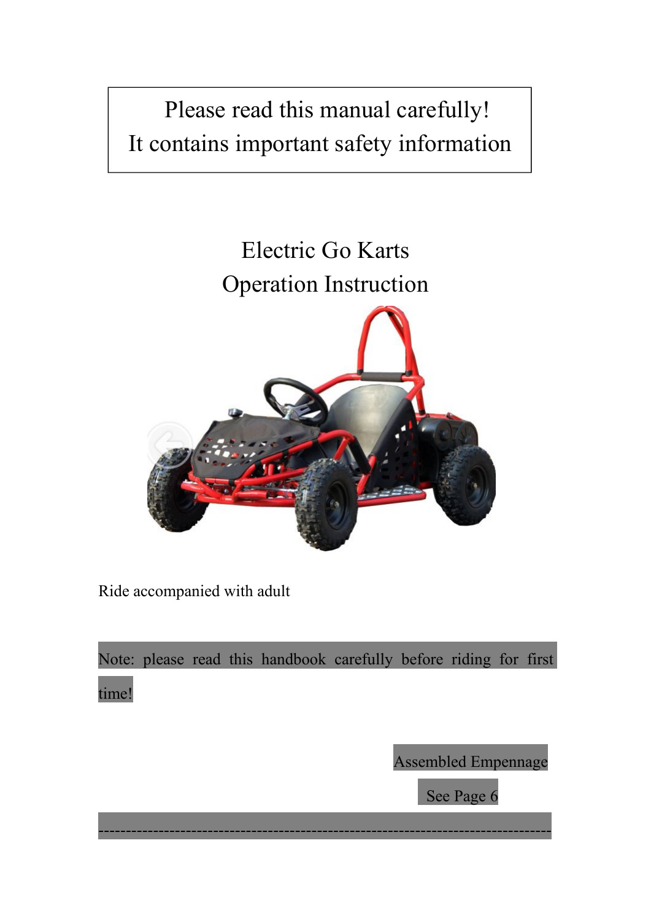Please read this manual carefully!
It contains important safety information

# Electric Go Karts
# Operation Instruction

Ride accompanied with adult

Note: please read this handbook carefully before riding for first time!

Assembled Empennage
See Page 6

-----------------------------------------------------------------------------------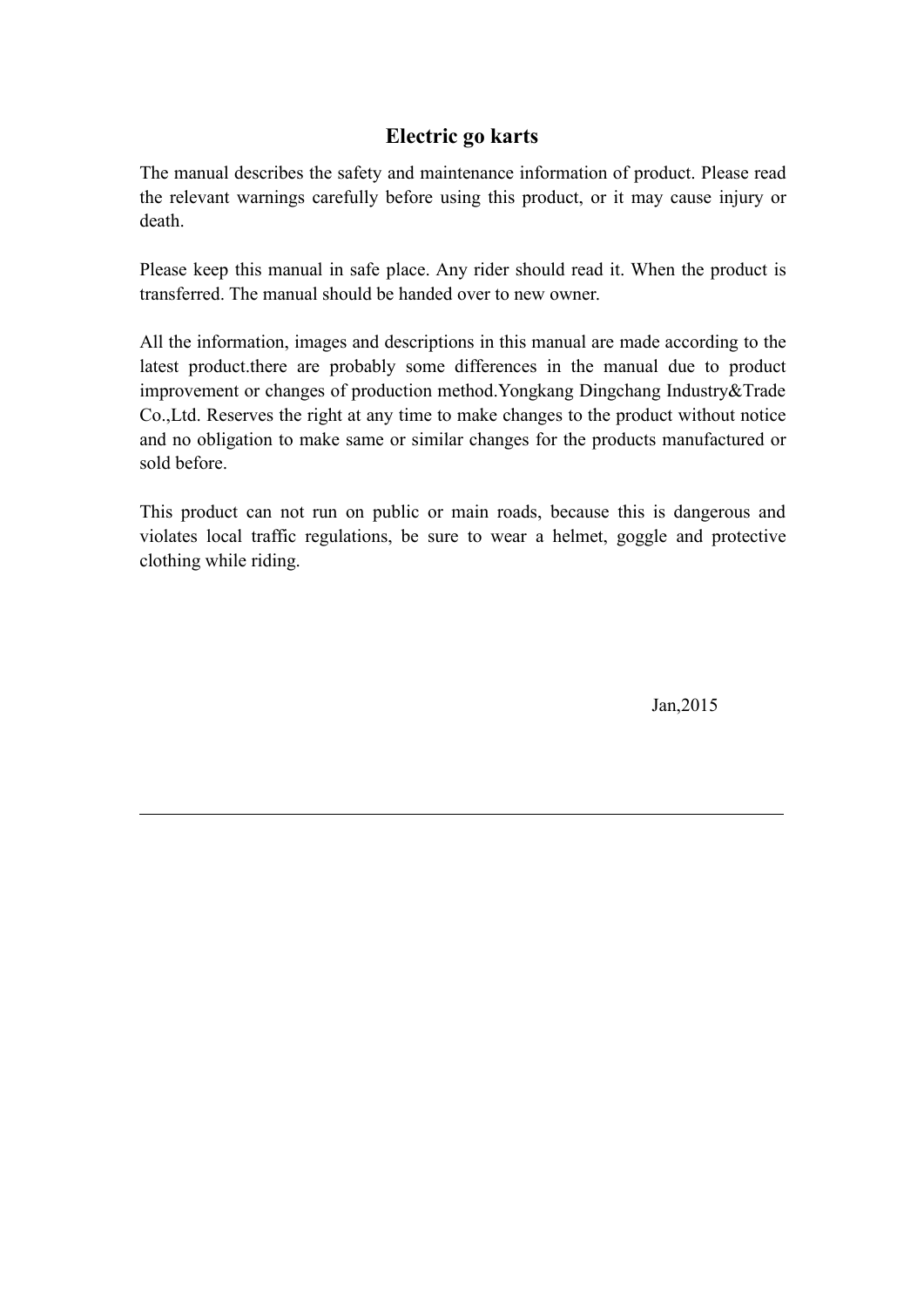# Electric go karts

The manual describes the safety and maintenance information of product. Please read the relevant warnings carefully before using this product, or it may cause injury or death.

Please keep this manual in safe place. Any rider should read it. When the product is transferred. The manual should be handed over to new owner.

All the information, images and descriptions in this manual are made according to the latest product.there are probably some differences in the manual due to product improvement or changes of production method.Yongkang Dingchang Industry&Trade Co.,Ltd. Reserves the right at any time to make changes to the product without notice and no obligation to make same or similar changes for the products manufactured or sold before.

This product can not run on public or main roads, because this is dangerous and violates local traffic regulations, be sure to wear a helmet, goggle and protective clothing while riding.

Jan,2015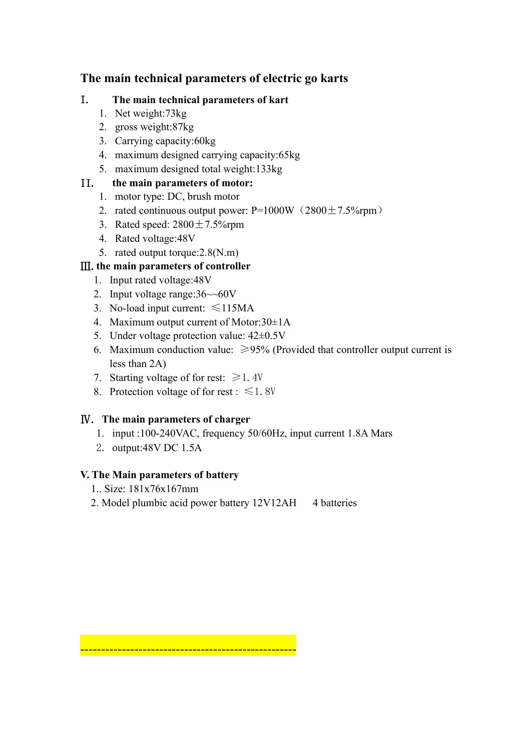# The main technical parameters of electric go karts

## Ⅰ. The main technical parameters of kart

1. Net weight:73kg
2. gross weight:87kg
3. Carrying capacity:60kg
4. maximum designed carrying capacity:65kg
5. maximum designed total weight:133kg

## Ⅱ. the main parameters of motor:

1. motor type: DC, brush motor
2. rated continuous output power: P=1000W（2800±7.5%rpm）
3. Rated speed: 2800±7.5%rpm
4. Rated voltage:48V
5. rated output torque:2.8(N.m)

## Ⅲ. the main parameters of controller

1. Input rated voltage:48V
2. Input voltage range:36~~60V
3. No-load input current: ≤115MA
4. Maximum output current of Motor:30±1A
5. Under voltage protection value: 42±0.5V
6. Maximum conduction value: ≥95% (Provided that controller output current is less than 2A)
7. Starting voltage of for rest: ≥1.4V
8. Protection voltage of for rest : ≤1.8V

## Ⅳ. The main parameters of charger

1. input :100-240VAC, frequency 50/60Hz, input current 1.8A Mars
2. output:48V DC 1.5A

## V. The Main parameters of battery

1.. Size: 181x76x167mm

2. Model plumbic acid power battery 12V12AH 4 batteries

---------------------------------------------------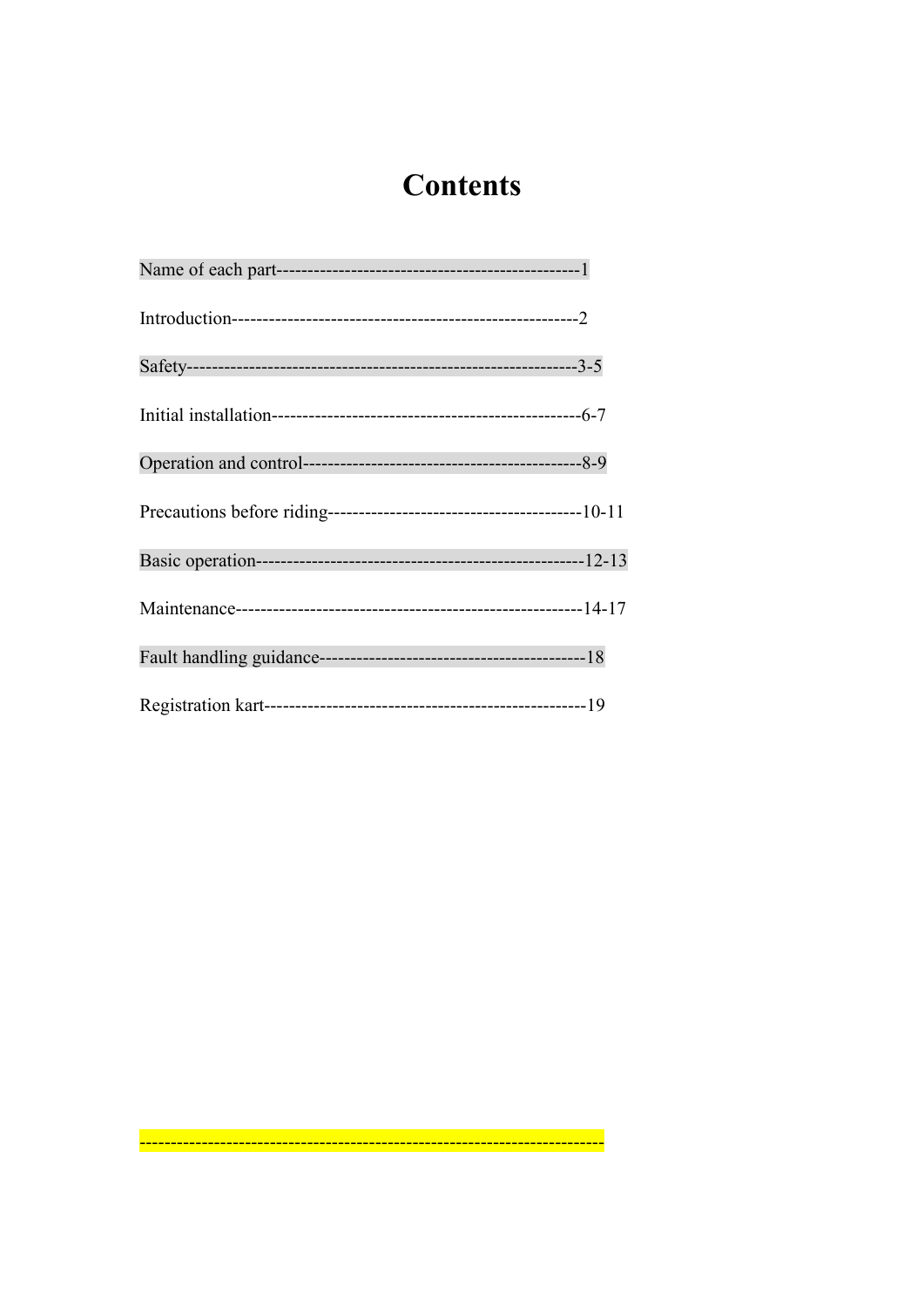# Contents

Name of each part-------------------------------------------------1

Introduction--------------------------------------------------------2

Safety----------------------------------------------------------------3-5

Initial installation--------------------------------------------------6-7

Operation and control---------------------------------------------8-9

Precautions before riding-----------------------------------------10-11

Basic operation-----------------------------------------------------12-13

Maintenance---------------------------------------------------------14-17

Fault handling guidance-------------------------------------------18

Registration kart----------------------------------------------------19

--------------------------------------------------------------------------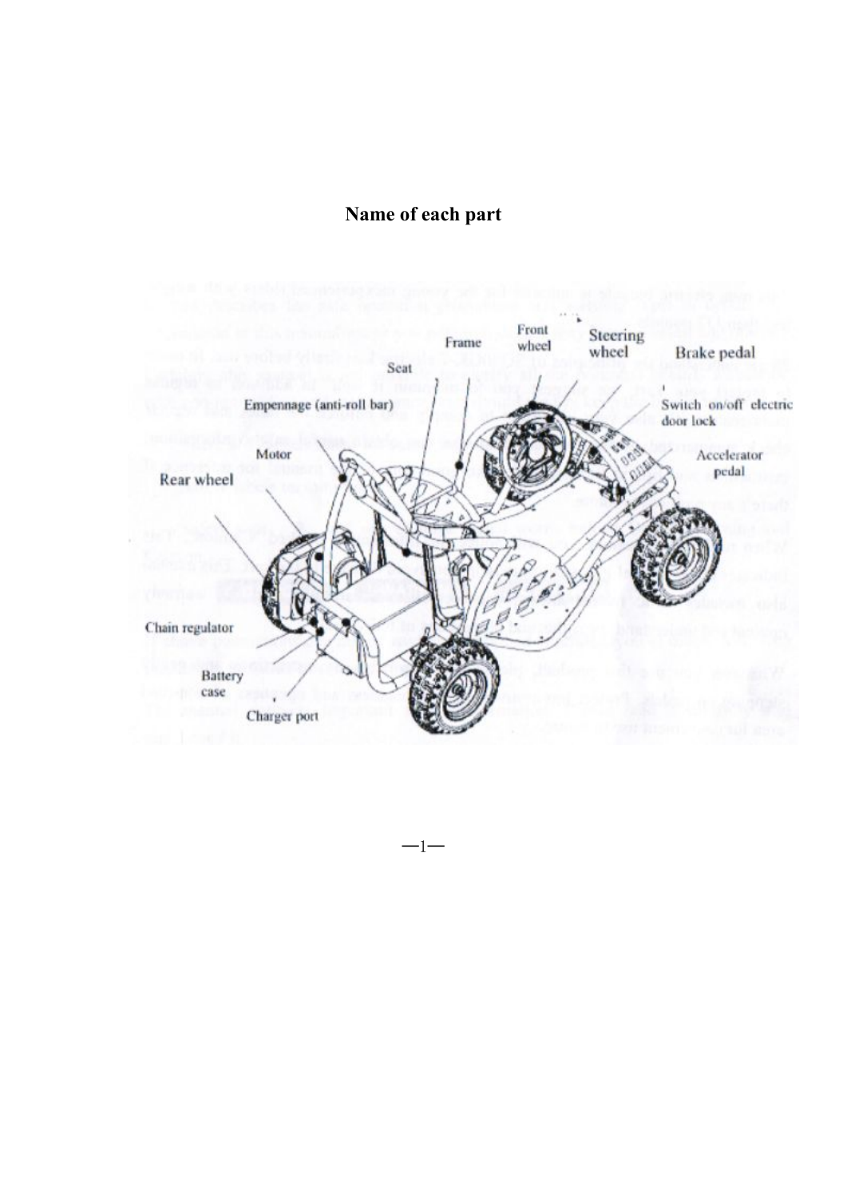# Name of each part

- Front wheel
- Frame
- Steering wheel
- Brake pedal
- Seat
- Empennage (anti-roll bar)
- Switch on/off electric door lock
- Motor
- Accelerator pedal
- Rear wheel
- Chain regulator
- Battery case
- Charger port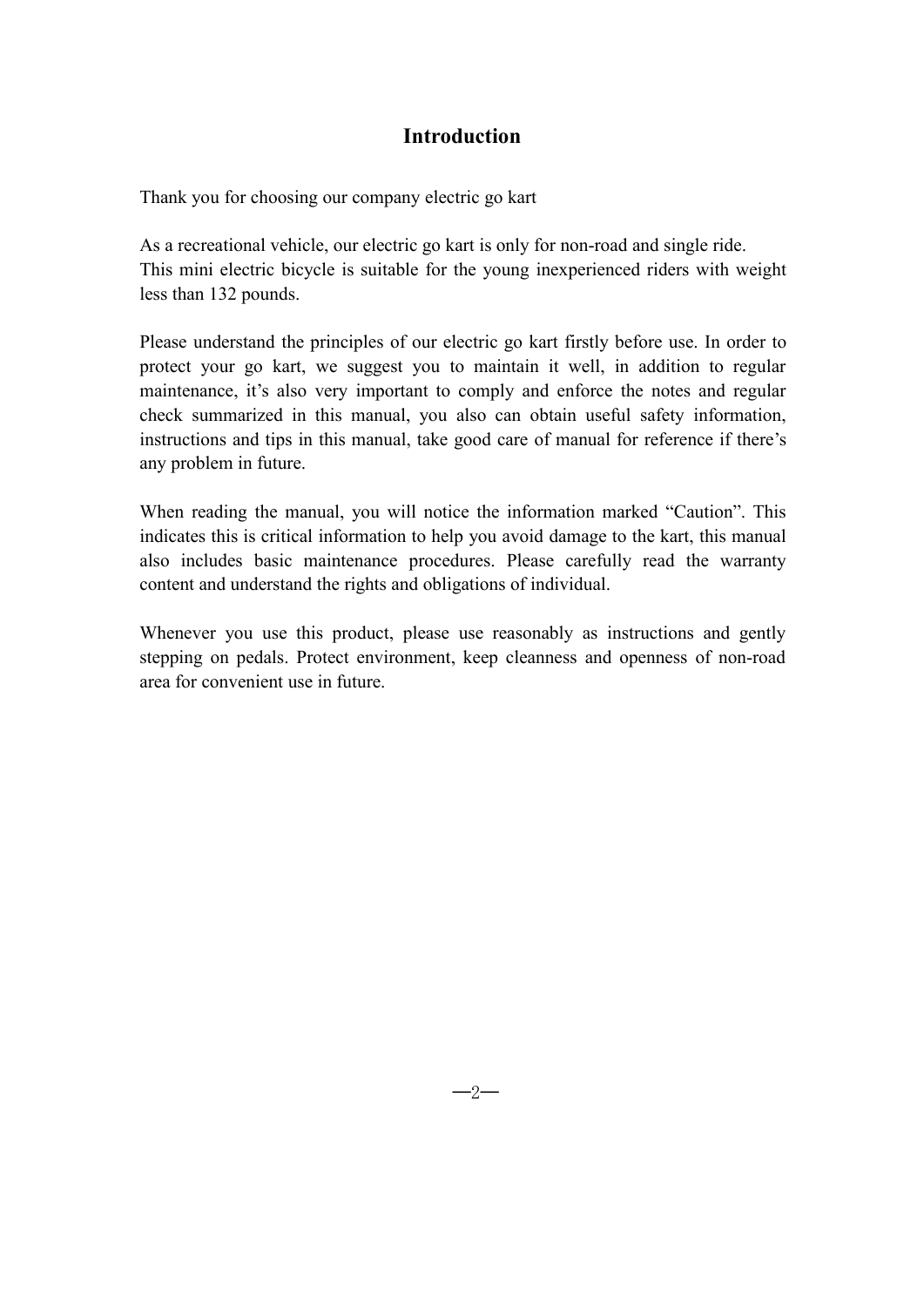# Introduction

Thank you for choosing our company electric go kart

As a recreational vehicle, our electric go kart is only for non-road and single ride.
This mini electric bicycle is suitable for the young inexperienced riders with weight less than 132 pounds.

Please understand the principles of our electric go kart firstly before use. In order to protect your go kart, we suggest you to maintain it well, in addition to regular maintenance, it's also very important to comply and enforce the notes and regular check summarized in this manual, you also can obtain useful safety information, instructions and tips in this manual, take good care of manual for reference if there's any problem in future.

When reading the manual, you will notice the information marked "Caution". This indicates this is critical information to help you avoid damage to the kart, this manual also includes basic maintenance procedures. Please carefully read the warranty content and understand the rights and obligations of individual.

Whenever you use this product, please use reasonably as instructions and gently stepping on pedals. Protect environment, keep cleanness and openness of non-road area for convenient use in future.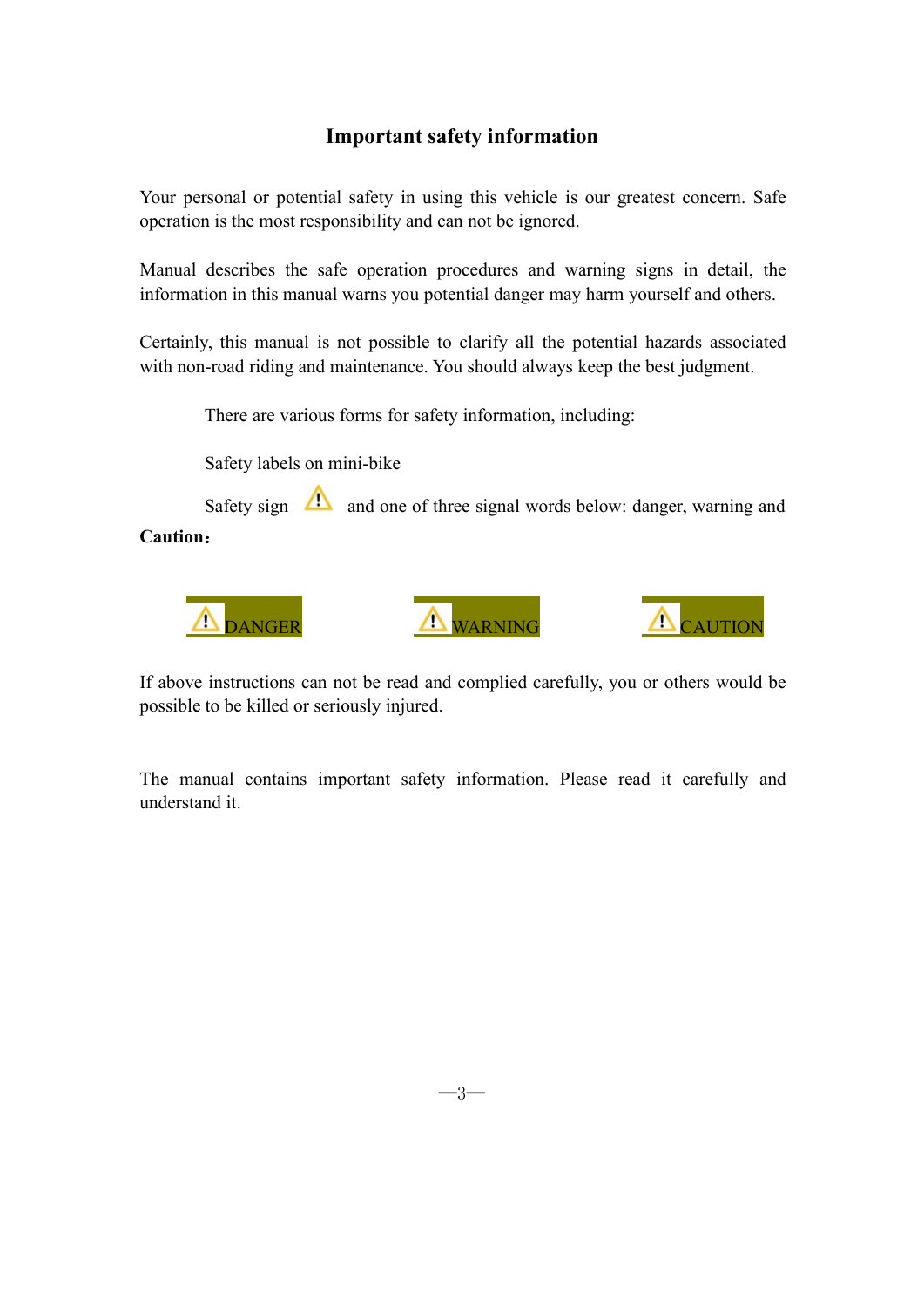## Important safety information

Your personal or potential safety in using this vehicle is our greatest concern. Safe operation is the most responsibility and can not be ignored.

Manual describes the safe operation procedures and warning signs in detail, the information in this manual warns you potential danger may harm yourself and others.

Certainly, this manual is not possible to clarify all the potential hazards associated with non-road riding and maintenance. You should always keep the best judgment.

There are various forms for safety information, including:

Safety labels on mini-bike

Safety sign ⚠ and one of three signal words below: danger, warning and **Caution:**

⚠ DANGER ⚠ WARNING ⚠ CAUTION

If above instructions can not be read and complied carefully, you or others would be possible to be killed or seriously injured.

The manual contains important safety information. Please read it carefully and understand it.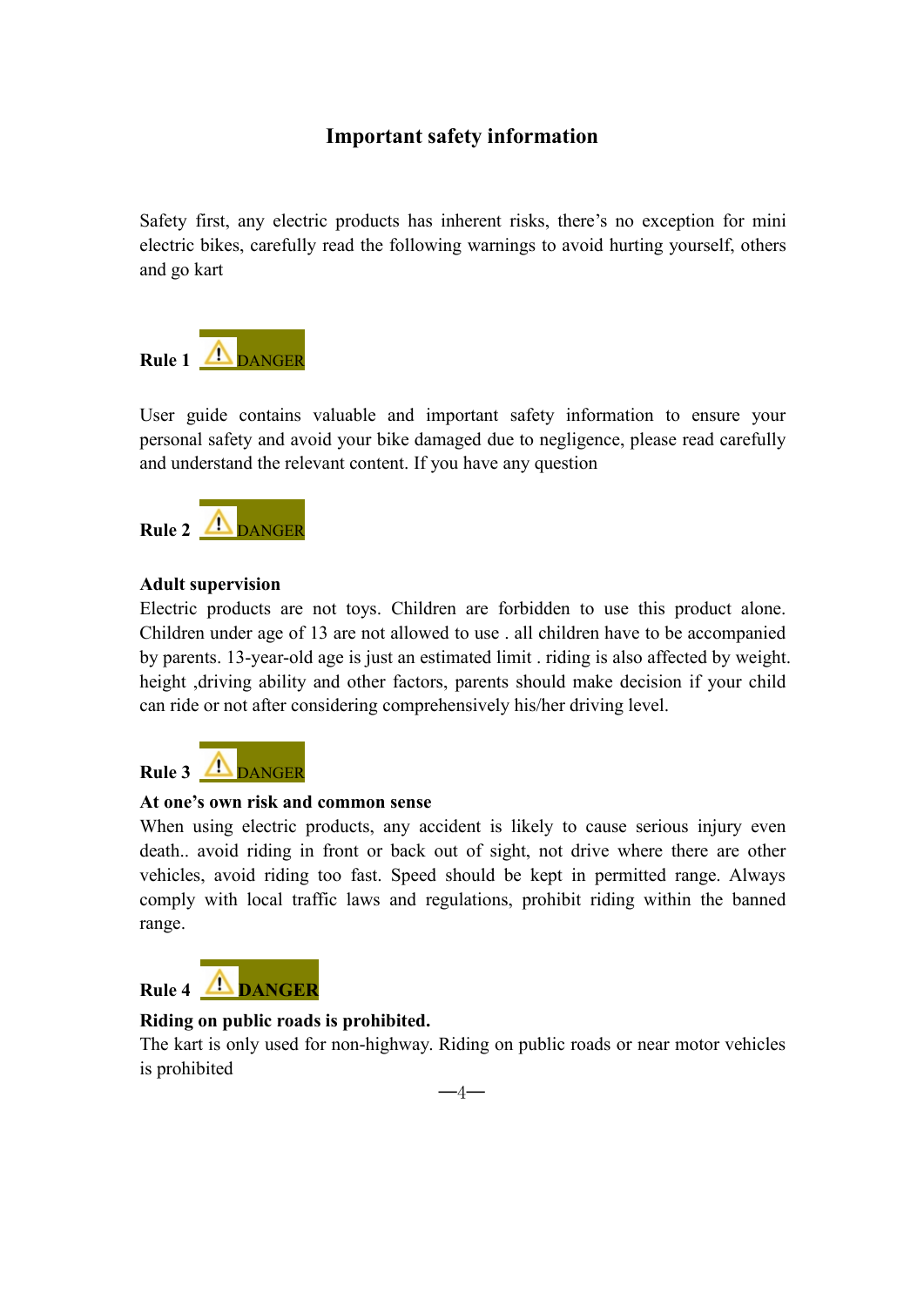## Important safety information

Safety first, any electric products has inherent risks, there's no exception for mini electric bikes, carefully read the following warnings to avoid hurting yourself, others and go kart

**Rule 1** ⚠ DANGER

User guide contains valuable and important safety information to ensure your personal safety and avoid your bike damaged due to negligence, please read carefully and understand the relevant content. If you have any question

**Rule 2** ⚠ DANGER

**Adult supervision**

Electric products are not toys. Children are forbidden to use this product alone. Children under age of 13 are not allowed to use . all children have to be accompanied by parents. 13-year-old age is just an estimated limit . riding is also affected by weight. height ,driving ability and other factors, parents should make decision if your child can ride or not after considering comprehensively his/her driving level.

**Rule 3** ⚠ DANGER

**At one's own risk and common sense**

When using electric products, any accident is likely to cause serious injury even death.. avoid riding in front or back out of sight, not drive where there are other vehicles, avoid riding too fast. Speed should be kept in permitted range. Always comply with local traffic laws and regulations, prohibit riding within the banned range.

**Rule 4** ⚠ **DANGER**

**Riding on public roads is prohibited.**

The kart is only used for non-highway. Riding on public roads or near motor vehicles is prohibited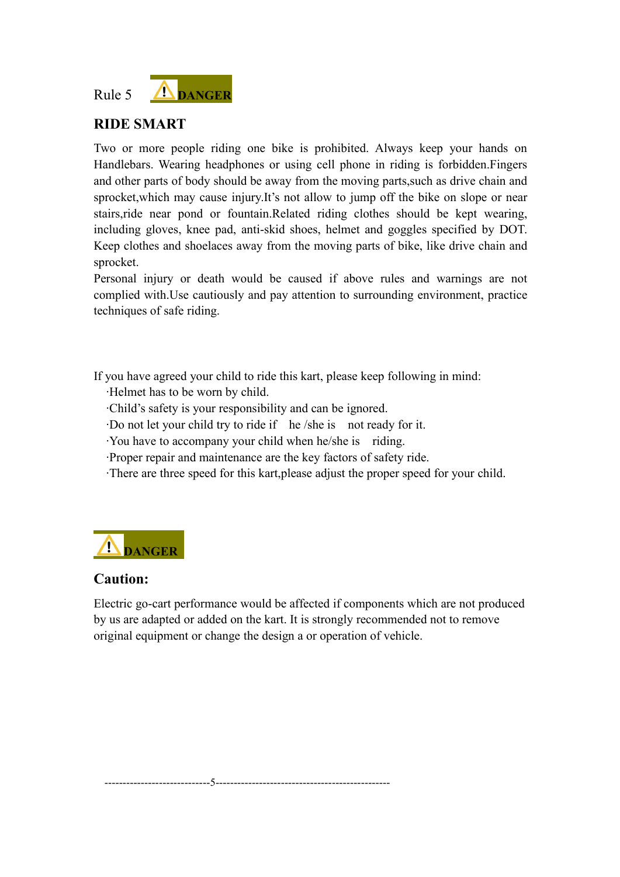Rule 5 ⚠ DANGER

## RIDE SMART

Two or more people riding one bike is prohibited. Always keep your hands on Handlebars. Wearing headphones or using cell phone in riding is forbidden.Fingers and other parts of body should be away from the moving parts,such as drive chain and sprocket,which may cause injury.It's not allow to jump off the bike on slope or near stairs,ride near pond or fountain.Related riding clothes should be kept wearing, including gloves, knee pad, anti-skid shoes, helmet and goggles specified by DOT. Keep clothes and shoelaces away from the moving parts of bike, like drive chain and sprocket.

Personal injury or death would be caused if above rules and warnings are not complied with.Use cautiously and pay attention to surrounding environment, practice techniques of safe riding.

If you have agreed your child to ride this kart, please keep following in mind:

- Helmet has to be worn by child.
- Child's safety is your responsibility and can be ignored.
- Do not let your child try to ride if he /she is not ready for it.
- You have to accompany your child when he/she is riding.
- Proper repair and maintenance are the key factors of safety ride.
- There are three speed for this kart,please adjust the proper speed for your child.

⚠ DANGER

## Caution:

Electric go-cart performance would be affected if components which are not produced by us are adapted or added on the kart. It is strongly recommended not to remove original equipment or change the design a or operation of vehicle.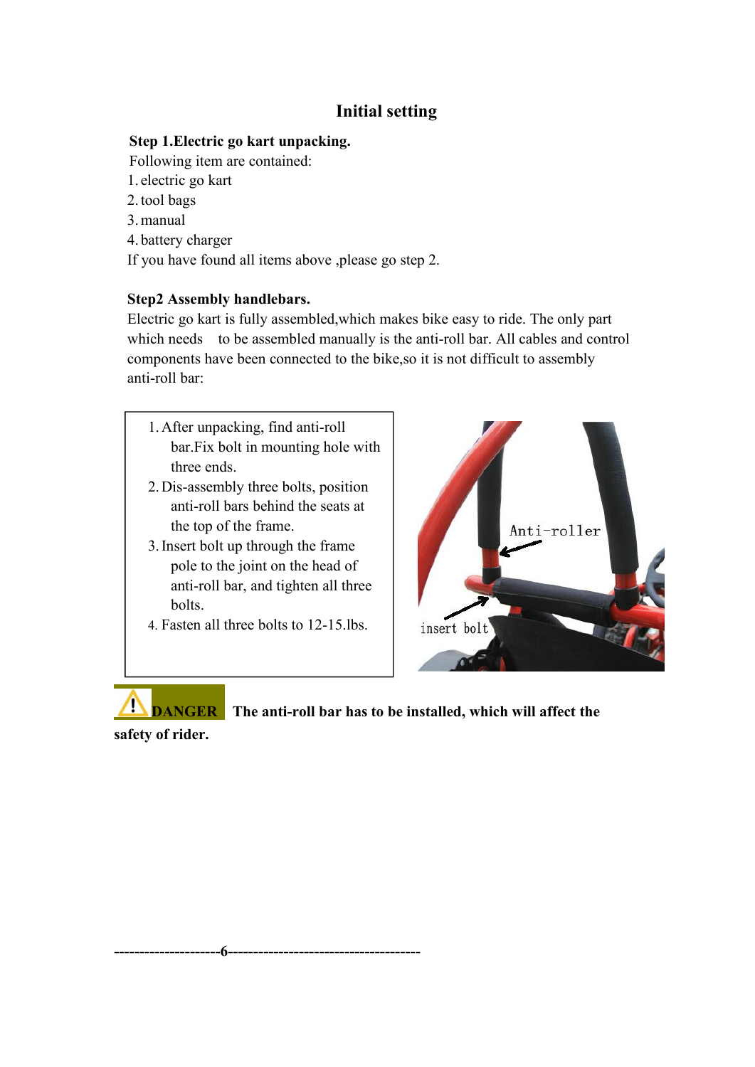# Initial setting

**Step 1.Electric go kart unpacking.**

Following item are contained:

1. electric go kart
2. tool bags
3. manual
4. battery charger

If you have found all items above ,please go step 2.

**Step2 Assembly handlebars.**

Electric go kart is fully assembled,which makes bike easy to ride. The only part which needs to be assembled manually is the anti-roll bar. All cables and control components have been connected to the bike,so it is not difficult to assembly anti-roll bar:

1. After unpacking, find anti-roll bar.Fix bolt in mounting hole with three ends.
2. Dis-assembly three bolts, position anti-roll bars behind the seats at the top of the frame.
3. Insert bolt up through the frame pole to the joint on the head of anti-roll bar, and tighten all three bolts.
4. Fasten all three bolts to 12-15.lbs.

Anti-roller

insert bolt

**DANGER** **The anti-roll bar has to be installed, which will affect the safety of rider.**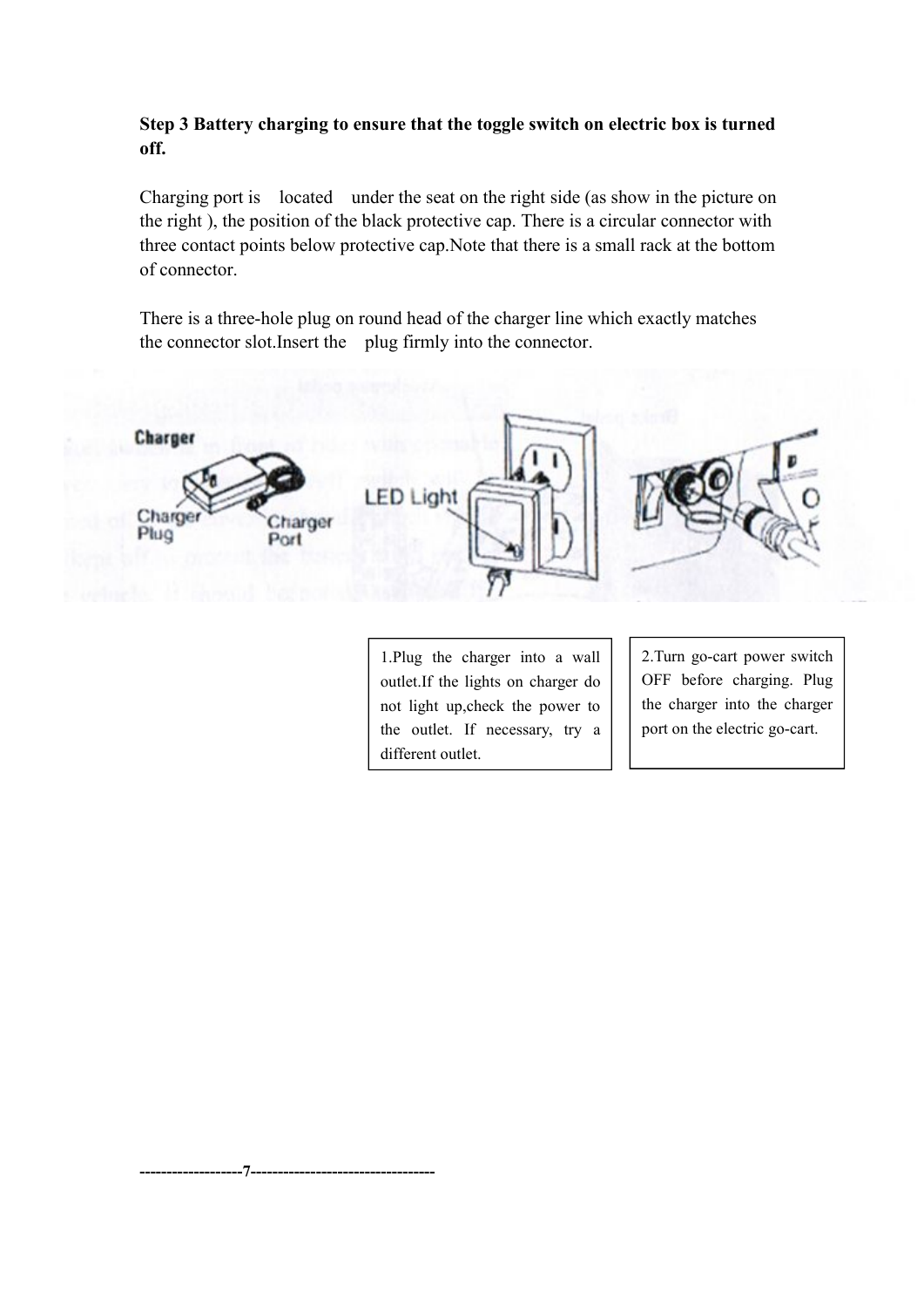**Step 3 Battery charging to ensure that the toggle switch on electric box is turned off.**

Charging port is located under the seat on the right side (as show in the picture on the right ), the position of the black protective cap. There is a circular connector with three contact points below protective cap.Note that there is a small rack at the bottom of connector.

There is a three-hole plug on round head of the charger line which exactly matches the connector slot.Insert the plug firmly into the connector.

1.Plug the charger into a wall outlet.If the lights on charger do not light up,check the power to the outlet. If necessary, try a different outlet.

2.Turn go-cart power switch OFF before charging. Plug the charger into the charger port on the electric go-cart.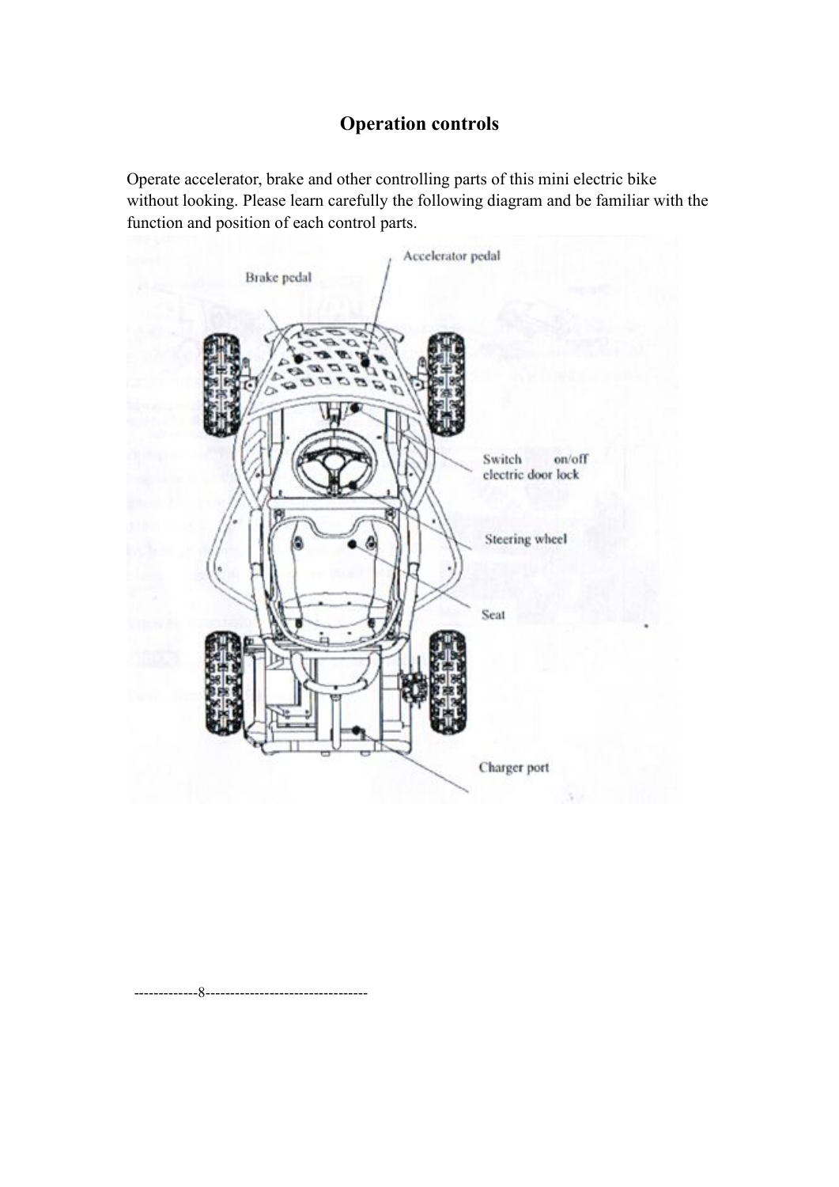## Operation controls

Operate accelerator, brake and other controlling parts of this mini electric bike without looking. Please learn carefully the following diagram and be familiar with the function and position of each control parts.

Accelerator pedal

Brake pedal

Switch on/off electric door lock

Steering wheel

Seat

Charger port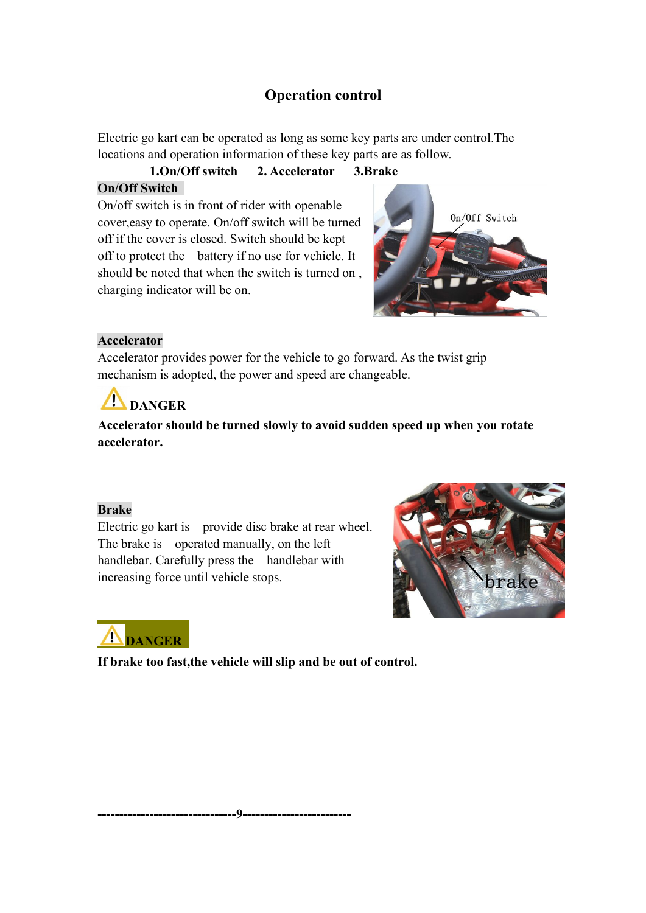# Operation control

Electric go kart can be operated as long as some key parts are under control.The locations and operation information of these key parts are as follow.

**1.On/Off switch 2. Accelerator 3.Brake**

**On/Off Switch**

On/off switch is in front of rider with openable cover,easy to operate. On/off switch will be turned off if the cover is closed. Switch should be kept off to protect the battery if no use for vehicle. It should be noted that when the switch is turned on , charging indicator will be on.

**Accelerator**

Accelerator provides power for the vehicle to go forward. As the twist grip mechanism is adopted, the power and speed are changeable.

⚠ **DANGER**

**Accelerator should be turned slowly to avoid sudden speed up when you rotate accelerator.**

**Brake**

Electric go kart is provide disc brake at rear wheel. The brake is operated manually, on the left handlebar. Carefully press the handlebar with increasing force until vehicle stops.

⚠ **DANGER**

**If brake too fast,the vehicle will slip and be out of control.**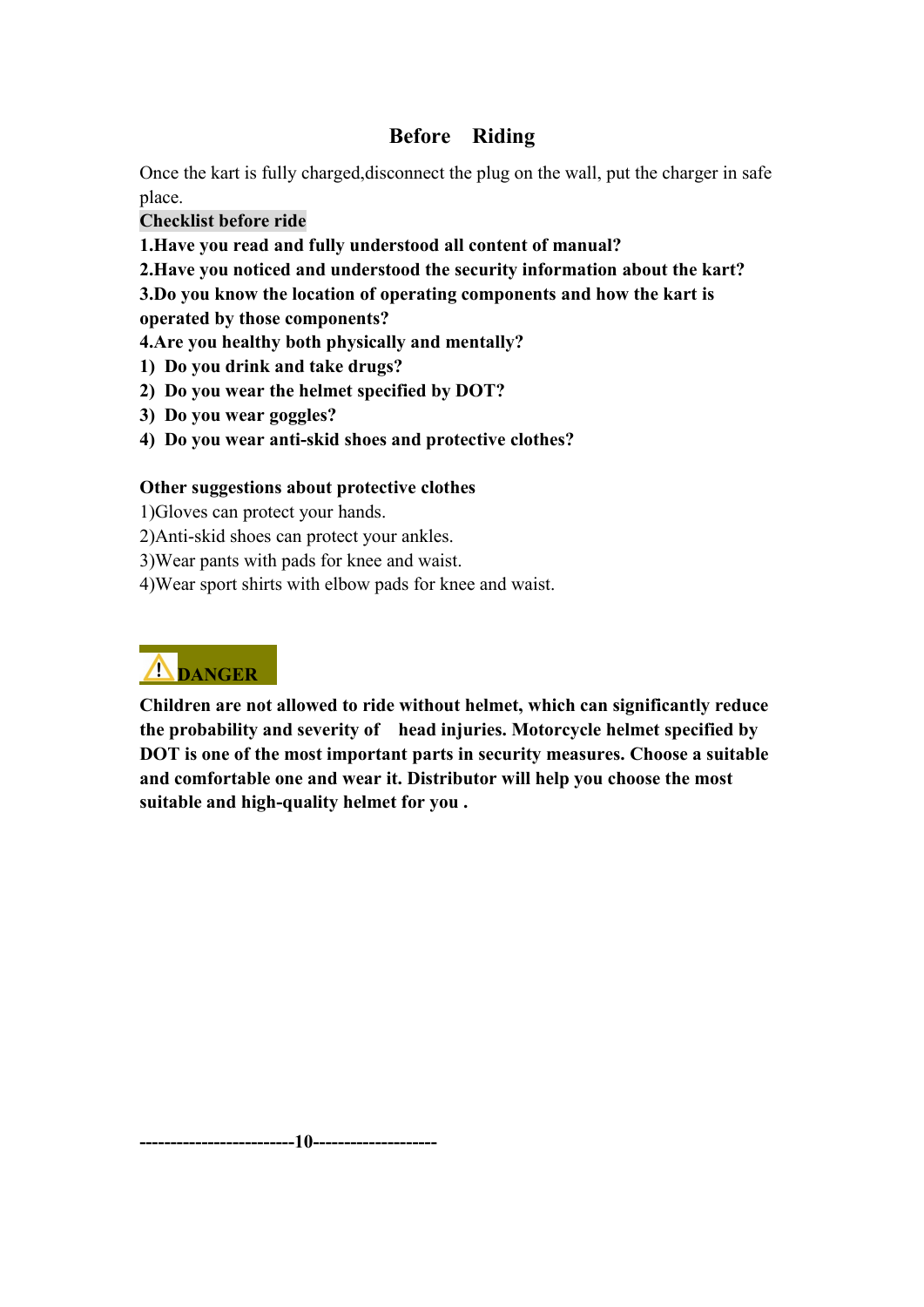# Before Riding

Once the kart is fully charged,disconnect the plug on the wall, put the charger in safe place.

**Checklist before ride**

**1.Have you read and fully understood all content of manual?**

**2.Have you noticed and understood the security information about the kart?**

**3.Do you know the location of operating components and how the kart is operated by those components?**

**4.Are you healthy both physically and mentally?**

**1) Do you drink and take drugs?**

**2) Do you wear the helmet specified by DOT?**

**3) Do you wear goggles?**

**4) Do you wear anti-skid shoes and protective clothes?**

**Other suggestions about protective clothes**

1)Gloves can protect your hands.

2)Anti-skid shoes can protect your ankles.

3)Wear pants with pads for knee and waist.

4)Wear sport shirts with elbow pads for knee and waist.

**⚠ DANGER**

**Children are not allowed to ride without helmet, which can significantly reduce the probability and severity of head injuries. Motorcycle helmet specified by DOT is one of the most important parts in security measures. Choose a suitable and comfortable one and wear it. Distributor will help you choose the most suitable and high-quality helmet for you .**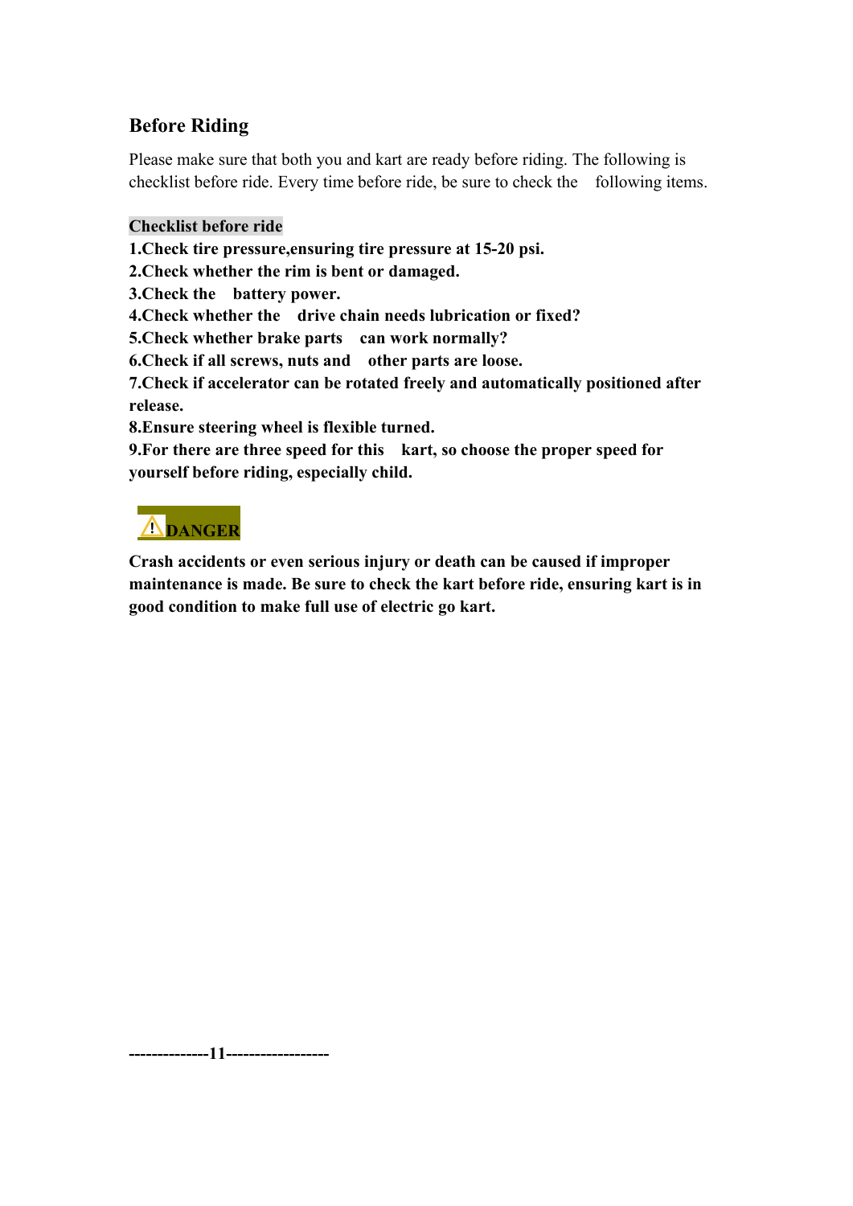## Before Riding

Please make sure that both you and kart are ready before riding. The following is checklist before ride. Every time before ride, be sure to check the following items.

**Checklist before ride**

**1.Check tire pressure,ensuring tire pressure at 15-20 psi.**

**2.Check whether the rim is bent or damaged.**

**3.Check the battery power.**

**4.Check whether the drive chain needs lubrication or fixed?**

**5.Check whether brake parts can work normally?**

**6.Check if all screws, nuts and other parts are loose.**

**7.Check if accelerator can be rotated freely and automatically positioned after release.**

**8.Ensure steering wheel is flexible turned.**

**9.For there are three speed for this kart, so choose the proper speed for yourself before riding, especially child.**

**⚠DANGER**

**Crash accidents or even serious injury or death can be caused if improper maintenance is made. Be sure to check the kart before ride, ensuring kart is in good condition to make full use of electric go kart.**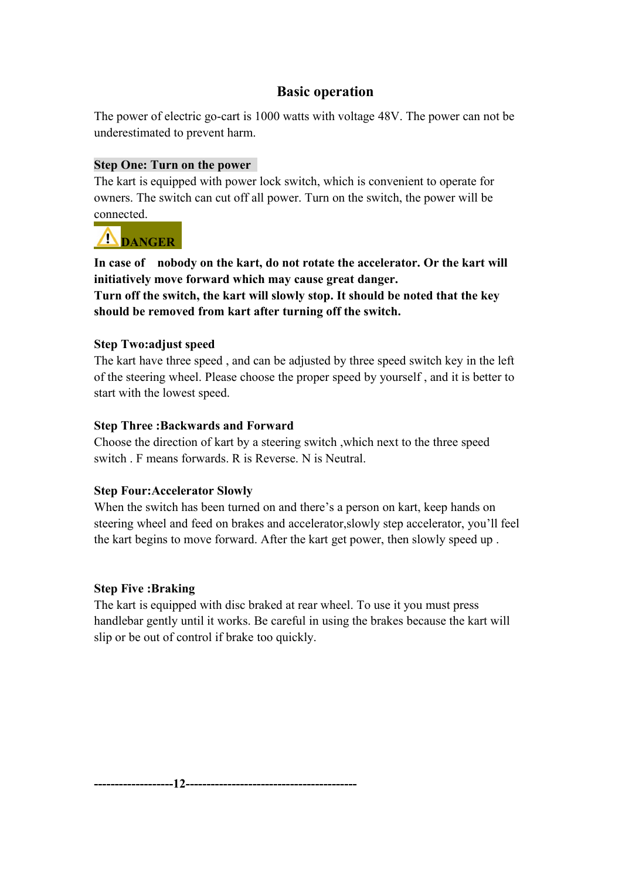## Basic operation

The power of electric go-cart is 1000 watts with voltage 48V. The power can not be underestimated to prevent harm.

**Step One: Turn on the power**

The kart is equipped with power lock switch, which is convenient to operate for owners. The switch can cut off all power. Turn on the switch, the power will be connected.

**⚠ DANGER**

**In case of nobody on the kart, do not rotate the accelerator. Or the kart will initiatively move forward which may cause great danger.**
**Turn off the switch, the kart will slowly stop. It should be noted that the key should be removed from kart after turning off the switch.**

**Step Two:adjust speed**

The kart have three speed , and can be adjusted by three speed switch key in the left of the steering wheel. Please choose the proper speed by yourself , and it is better to start with the lowest speed.

**Step Three :Backwards and Forward**

Choose the direction of kart by a steering switch ,which next to the three speed switch . F means forwards. R is Reverse. N is Neutral.

**Step Four:Accelerator Slowly**

When the switch has been turned on and there's a person on kart, keep hands on steering wheel and feed on brakes and accelerator,slowly step accelerator, you'll feel the kart begins to move forward. After the kart get power, then slowly speed up .

**Step Five :Braking**

The kart is equipped with disc braked at rear wheel. To use it you must press handlebar gently until it works. Be careful in using the brakes because the kart will slip or be out of control if brake too quickly.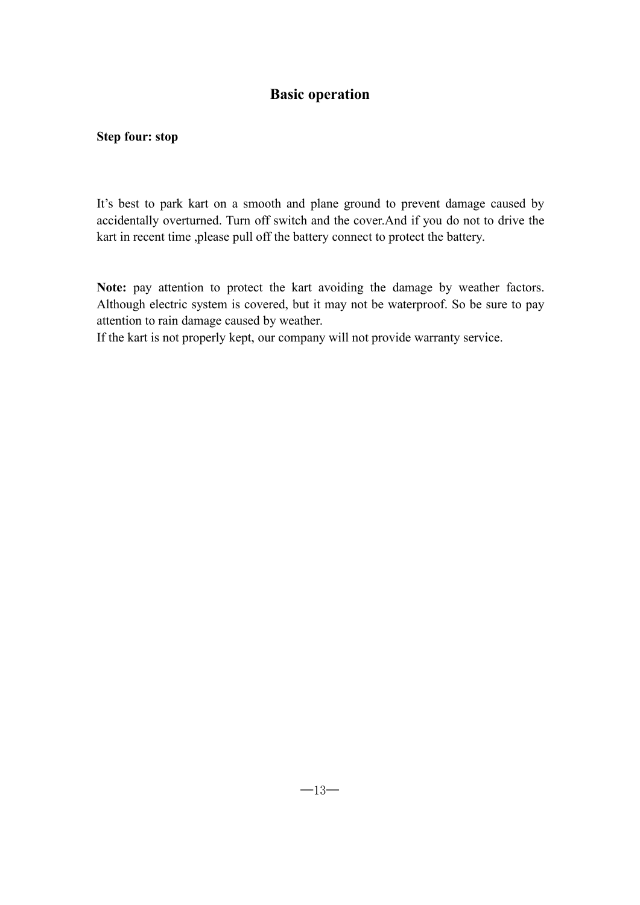# Basic operation

**Step four: stop**

It's best to park kart on a smooth and plane ground to prevent damage caused by accidentally overturned. Turn off switch and the cover.And if you do not to drive the kart in recent time ,please pull off the battery connect to protect the battery.

**Note:** pay attention to protect the kart avoiding the damage by weather factors. Although electric system is covered, but it may not be waterproof. So be sure to pay attention to rain damage caused by weather.
If the kart is not properly kept, our company will not provide warranty service.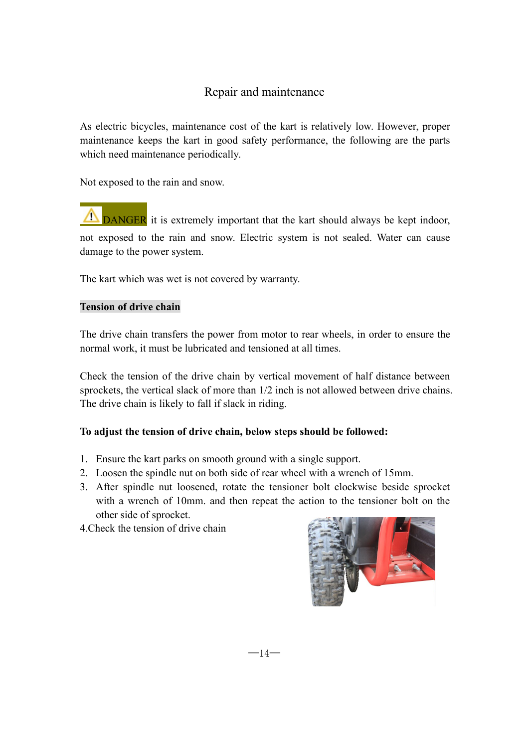# Repair and maintenance

As electric bicycles, maintenance cost of the kart is relatively low. However, proper maintenance keeps the kart in good safety performance, the following are the parts which need maintenance periodically.

Not exposed to the rain and snow.

⚠ DANGER it is extremely important that the kart should always be kept indoor, not exposed to the rain and snow. Electric system is not sealed. Water can cause damage to the power system.

The kart which was wet is not covered by warranty.

**Tension of drive chain**

The drive chain transfers the power from motor to rear wheels, in order to ensure the normal work, it must be lubricated and tensioned at all times.

Check the tension of the drive chain by vertical movement of half distance between sprockets, the vertical slack of more than 1/2 inch is not allowed between drive chains. The drive chain is likely to fall if slack in riding.

**To adjust the tension of drive chain, below steps should be followed:**

1. Ensure the kart parks on smooth ground with a single support.
2. Loosen the spindle nut on both side of rear wheel with a wrench of 15mm.
3. After spindle nut loosened, rotate the tensioner bolt clockwise beside sprocket with a wrench of 10mm. and then repeat the action to the tensioner bolt on the other side of sprocket.
4. Check the tension of drive chain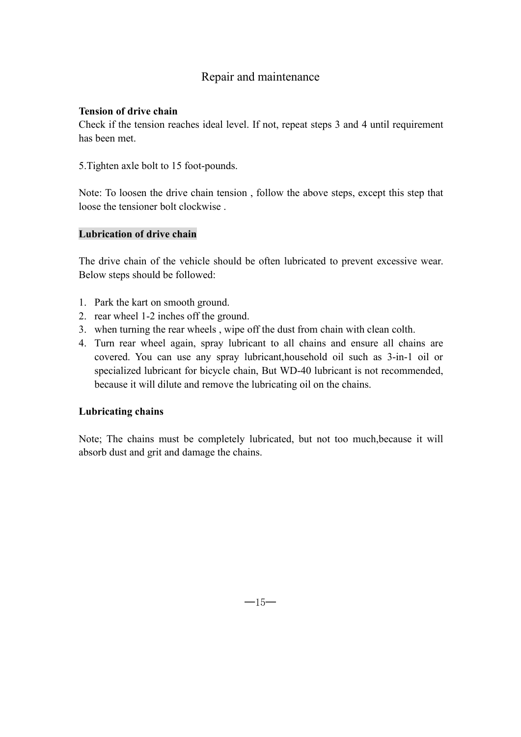# Repair and maintenance

**Tension of drive chain**

Check if the tension reaches ideal level. If not, repeat steps 3 and 4 until requirement has been met.

5.Tighten axle bolt to 15 foot-pounds.

Note: To loosen the drive chain tension , follow the above steps, except this step that loose the tensioner bolt clockwise .

**Lubrication of drive chain**

The drive chain of the vehicle should be often lubricated to prevent excessive wear. Below steps should be followed:

1. Park the kart on smooth ground.
2. rear wheel 1-2 inches off the ground.
3. when turning the rear wheels , wipe off the dust from chain with clean colth.
4. Turn rear wheel again, spray lubricant to all chains and ensure all chains are covered. You can use any spray lubricant,household oil such as 3-in-1 oil or specialized lubricant for bicycle chain, But WD-40 lubricant is not recommended, because it will dilute and remove the lubricating oil on the chains.

**Lubricating chains**

Note; The chains must be completely lubricated, but not too much,because it will absorb dust and grit and damage the chains.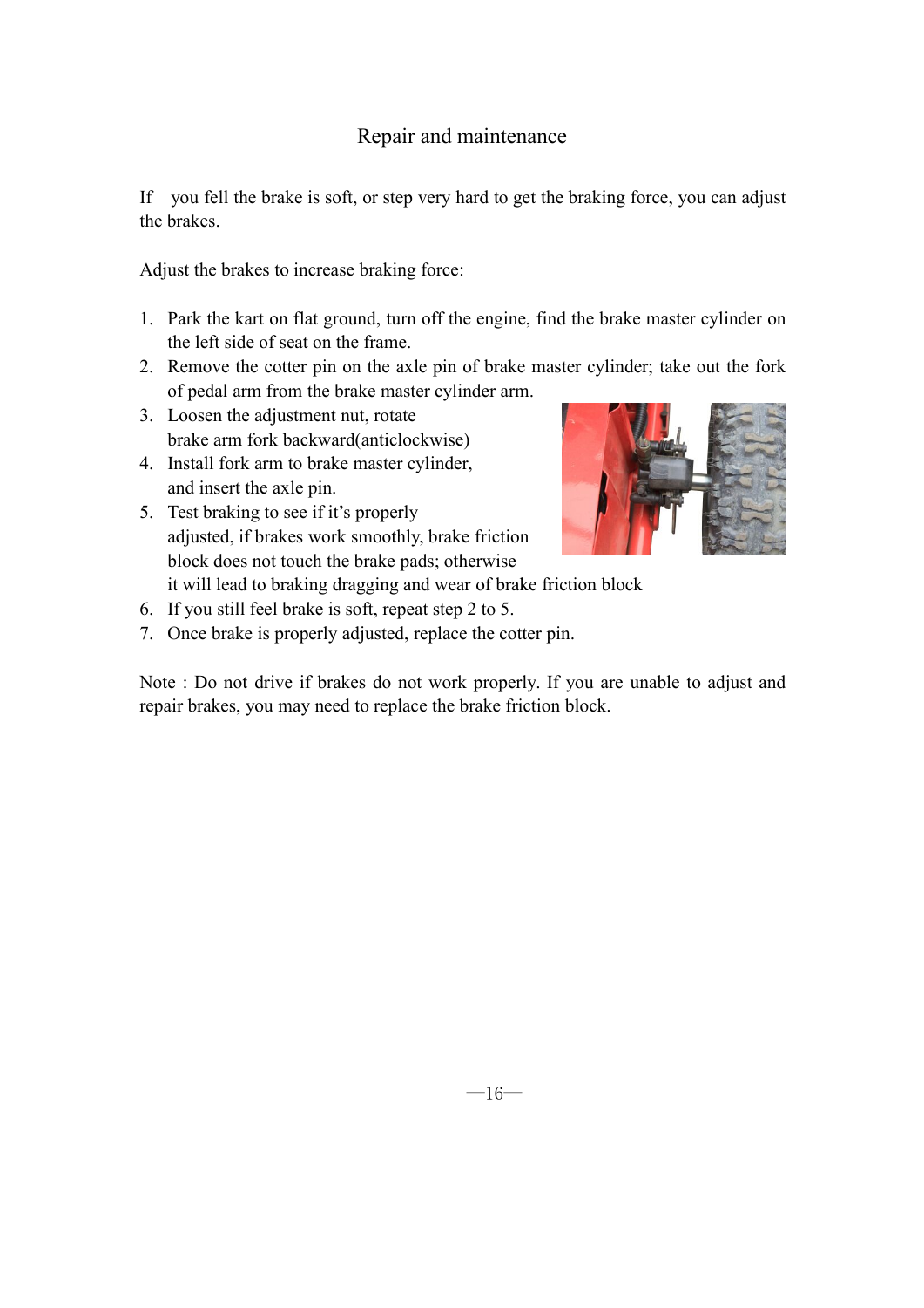## Repair and maintenance

If you fell the brake is soft, or step very hard to get the braking force, you can adjust the brakes.

Adjust the brakes to increase braking force:

1. Park the kart on flat ground, turn off the engine, find the brake master cylinder on the left side of seat on the frame.
2. Remove the cotter pin on the axle pin of brake master cylinder; take out the fork of pedal arm from the brake master cylinder arm.
3. Loosen the adjustment nut, rotate brake arm fork backward(anticlockwise)
4. Install fork arm to brake master cylinder, and insert the axle pin.
5. Test braking to see if it's properly adjusted, if brakes work smoothly, brake friction block does not touch the brake pads; otherwise it will lead to braking dragging and wear of brake friction block
6. If you still feel brake is soft, repeat step 2 to 5.
7. Once brake is properly adjusted, replace the cotter pin.

Note : Do not drive if brakes do not work properly. If you are unable to adjust and repair brakes, you may need to replace the brake friction block.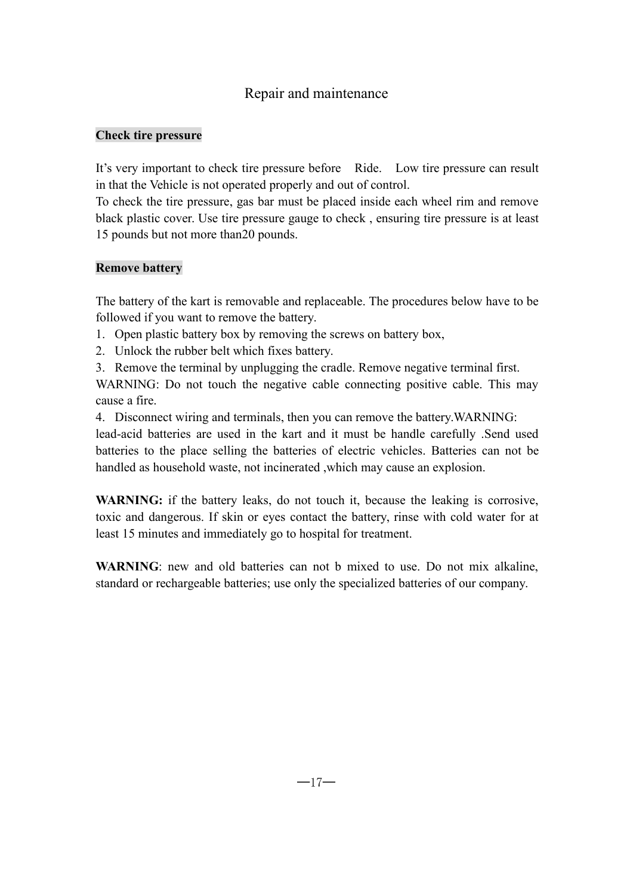# Repair and maintenance

## Check tire pressure

It's very important to check tire pressure before Ride. Low tire pressure can result in that the Vehicle is not operated properly and out of control.

To check the tire pressure, gas bar must be placed inside each wheel rim and remove black plastic cover. Use tire pressure gauge to check , ensuring tire pressure is at least 15 pounds but not more than20 pounds.

## Remove battery

The battery of the kart is removable and replaceable. The procedures below have to be followed if you want to remove the battery.

1. Open plastic battery box by removing the screws on battery box,
2. Unlock the rubber belt which fixes battery.
3. Remove the terminal by unplugging the cradle. Remove negative terminal first.

WARNING: Do not touch the negative cable connecting positive cable. This may cause a fire.

4. Disconnect wiring and terminals, then you can remove the battery.WARNING:

lead-acid batteries are used in the kart and it must be handle carefully .Send used batteries to the place selling the batteries of electric vehicles. Batteries can not be handled as household waste, not incinerated ,which may cause an explosion.

**WARNING:** if the battery leaks, do not touch it, because the leaking is corrosive, toxic and dangerous. If skin or eyes contact the battery, rinse with cold water for at least 15 minutes and immediately go to hospital for treatment.

**WARNING**: new and old batteries can not b mixed to use. Do not mix alkaline, standard or rechargeable batteries; use only the specialized batteries of our company.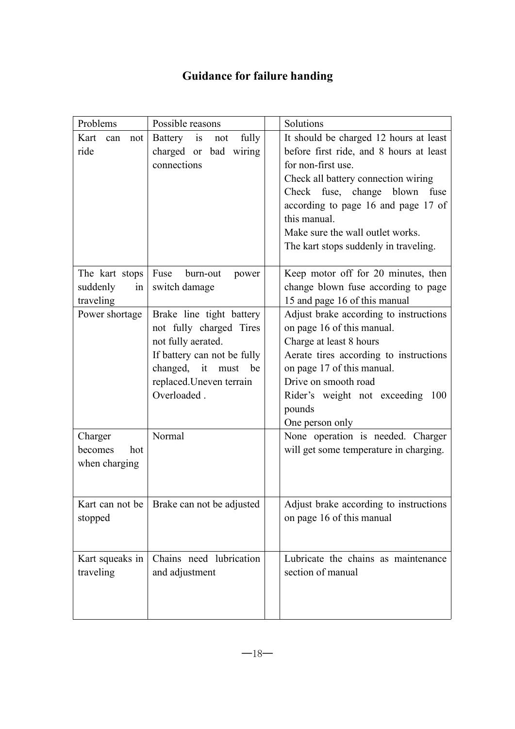## Guidance for failure handing

| Problems | Possible reasons | | Solutions |
|---|---|---|---|
| Kart can not ride | Battery is not fully charged or bad wiring connections | | It should be charged 12 hours at least before first ride, and 8 hours at least for non-first use.<br>Check all battery connection wiring<br>Check fuse, change blown fuse according to page 16 and page 17 of this manual.<br>Make sure the wall outlet works.<br>The kart stops suddenly in traveling. |
| The kart stops suddenly in traveling | Fuse burn-out power switch damage | | Keep motor off for 20 minutes, then change blown fuse according to page 15 and page 16 of this manual |
| Power shortage | Brake line tight battery not fully charged Tires not fully aerated.<br>If battery can not be fully changed, it must be replaced.Uneven terrain Overloaded . | | Adjust brake according to instructions on page 16 of this manual.<br>Charge at least 8 hours<br>Aerate tires according to instructions on page 17 of this manual.<br>Drive on smooth road<br>Rider's weight not exceeding 100 pounds<br>One person only |
| Charger becomes hot when charging | Normal | | None operation is needed. Charger will get some temperature in charging. |
| Kart can not be stopped | Brake can not be adjusted | | Adjust brake according to instructions on page 16 of this manual |
| Kart squeaks in traveling | Chains need lubrication and adjustment | | Lubricate the chains as maintenance section of manual |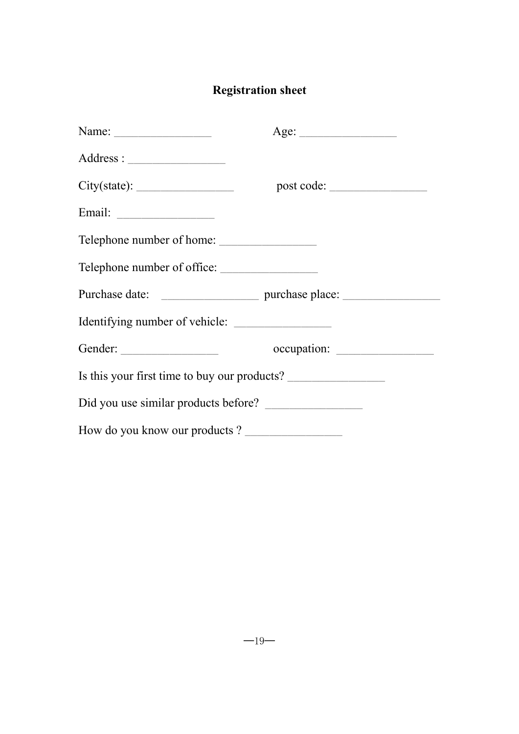## Registration sheet

Name: ________________ Age: ________________

Address : ________________

City(state): ________________ post code: ________________

Email: ________________

Telephone number of home: ________________

Telephone number of office: ________________

Purchase date: ________________ purchase place: ________________

Identifying number of vehicle: ________________

Gender: ________________ occupation: ________________

Is this your first time to buy our products? ________________

Did you use similar products before? ________________

How do you know our products ? ________________